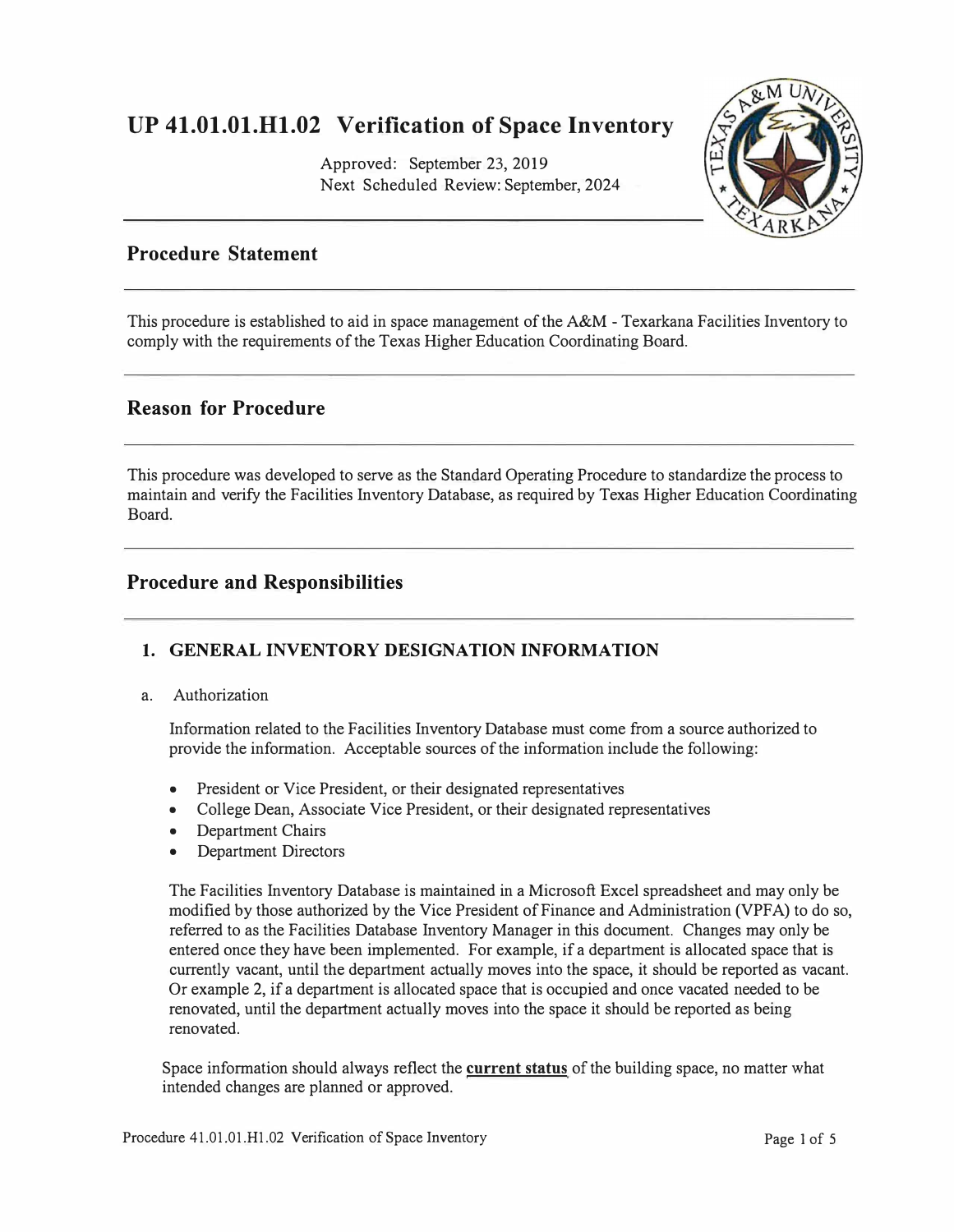# UP 41.01.01.H1.02 Verification of Space Inventory

Approved: September 23, 2019
Next Scheduled Review: September, 2024

## Procedure Statement

This procedure is established to aid in space management of the A&M - Texarkana Facilities Inventory to comply with the requirements of the Texas Higher Education Coordinating Board.

## Reason for Procedure

This procedure was developed to serve as the Standard Operating Procedure to standardize the process to maintain and verify the Facilities Inventory Database, as required by Texas Higher Education Coordinating Board.

## Procedure and Responsibilities

### 1. GENERAL INVENTORY DESIGNATION INFORMATION

a. Authorization

Information related to the Facilities Inventory Database must come from a source authorized to provide the information. Acceptable sources of the information include the following:

- President or Vice President, or their designated representatives
- College Dean, Associate Vice President, or their designated representatives
- Department Chairs
- Department Directors

The Facilities Inventory Database is maintained in a Microsoft Excel spreadsheet and may only be modified by those authorized by the Vice President of Finance and Administration (VPFA) to do so, referred to as the Facilities Database Inventory Manager in this document. Changes may only be entered once they have been implemented. For example, if a department is allocated space that is currently vacant, until the department actually moves into the space, it should be reported as vacant. Or example 2, if a department is allocated space that is occupied and once vacated needed to be renovated, until the department actually moves into the space it should be reported as being renovated.

Space information should always reflect the **current status** of the building space, no matter what intended changes are planned or approved.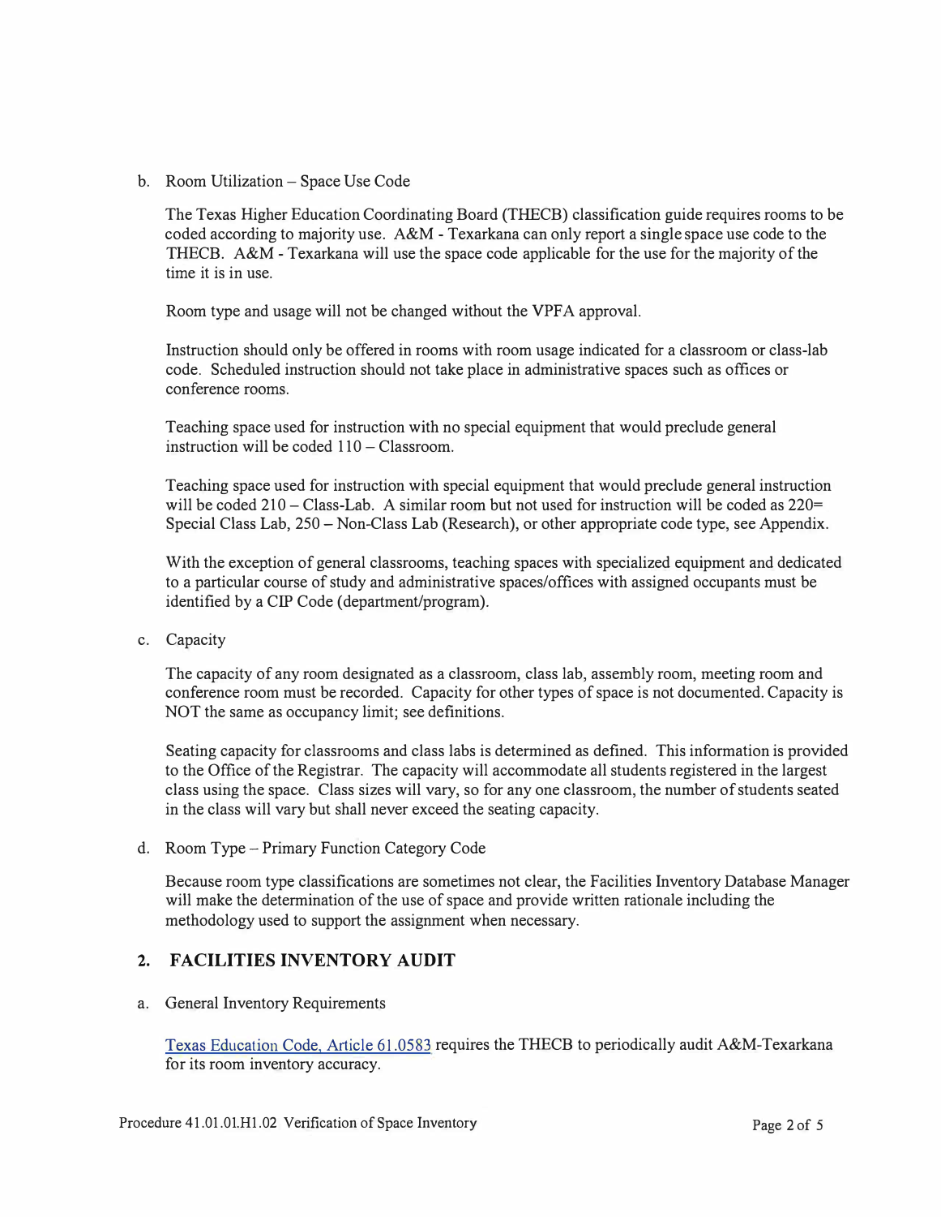b. Room Utilization – Space Use Code

The Texas Higher Education Coordinating Board (THECB) classification guide requires rooms to be coded according to majority use. A&M - Texarkana can only report a single space use code to the THECB. A&M - Texarkana will use the space code applicable for the use for the majority of the time it is in use.

Room type and usage will not be changed without the VPFA approval.

Instruction should only be offered in rooms with room usage indicated for a classroom or class-lab code. Scheduled instruction should not take place in administrative spaces such as offices or conference rooms.

Teaching space used for instruction with no special equipment that would preclude general instruction will be coded 110 – Classroom.

Teaching space used for instruction with special equipment that would preclude general instruction will be coded 210 – Class-Lab. A similar room but not used for instruction will be coded as 220= Special Class Lab, 250 – Non-Class Lab (Research), or other appropriate code type, see Appendix.

With the exception of general classrooms, teaching spaces with specialized equipment and dedicated to a particular course of study and administrative spaces/offices with assigned occupants must be identified by a CIP Code (department/program).

c. Capacity

The capacity of any room designated as a classroom, class lab, assembly room, meeting room and conference room must be recorded. Capacity for other types of space is not documented. Capacity is NOT the same as occupancy limit; see definitions.

Seating capacity for classrooms and class labs is determined as defined. This information is provided to the Office of the Registrar. The capacity will accommodate all students registered in the largest class using the space. Class sizes will vary, so for any one classroom, the number of students seated in the class will vary but shall never exceed the seating capacity.

d. Room Type – Primary Function Category Code

Because room type classifications are sometimes not clear, the Facilities Inventory Database Manager will make the determination of the use of space and provide written rationale including the methodology used to support the assignment when necessary.

## 2. FACILITIES INVENTORY AUDIT

a. General Inventory Requirements

Texas Education Code, Article 61.0583 requires the THECB to periodically audit A&M-Texarkana for its room inventory accuracy.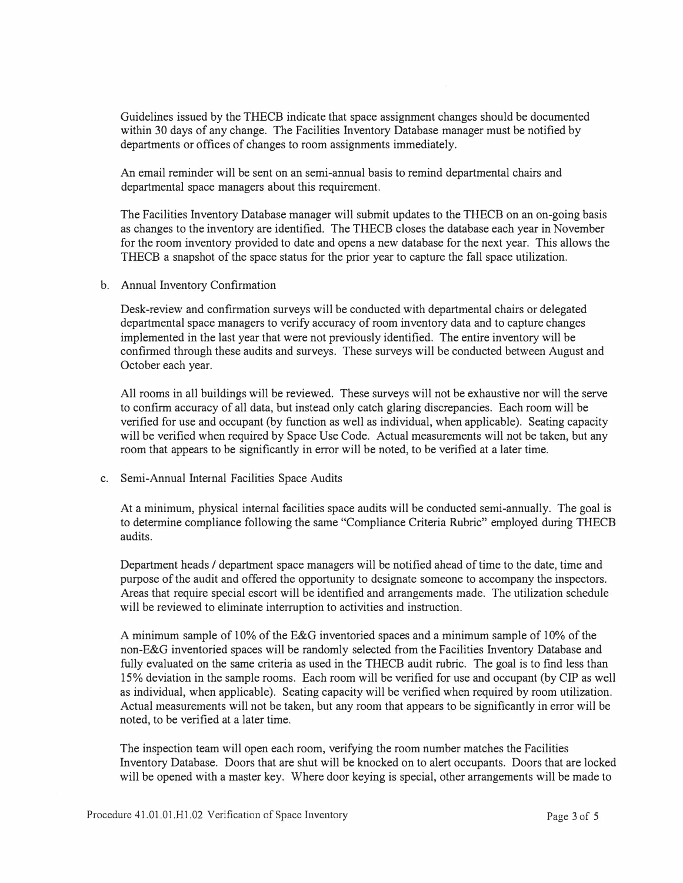Guidelines issued by the THECB indicate that space assignment changes should be documented within 30 days of any change. The Facilities Inventory Database manager must be notified by departments or offices of changes to room assignments immediately.

An email reminder will be sent on an semi-annual basis to remind departmental chairs and departmental space managers about this requirement.

The Facilities Inventory Database manager will submit updates to the THECB on an on-going basis as changes to the inventory are identified. The THECB closes the database each year in November for the room inventory provided to date and opens a new database for the next year. This allows the THECB a snapshot of the space status for the prior year to capture the fall space utilization.

b. Annual Inventory Confirmation

Desk-review and confirmation surveys will be conducted with departmental chairs or delegated departmental space managers to verify accuracy of room inventory data and to capture changes implemented in the last year that were not previously identified. The entire inventory will be confirmed through these audits and surveys. These surveys will be conducted between August and October each year.

All rooms in all buildings will be reviewed. These surveys will not be exhaustive nor will the serve to confirm accuracy of all data, but instead only catch glaring discrepancies. Each room will be verified for use and occupant (by function as well as individual, when applicable). Seating capacity will be verified when required by Space Use Code. Actual measurements will not be taken, but any room that appears to be significantly in error will be noted, to be verified at a later time.

c. Semi-Annual Internal Facilities Space Audits

At a minimum, physical internal facilities space audits will be conducted semi-annually. The goal is to determine compliance following the same "Compliance Criteria Rubric" employed during THECB audits.

Department heads / department space managers will be notified ahead of time to the date, time and purpose of the audit and offered the opportunity to designate someone to accompany the inspectors. Areas that require special escort will be identified and arrangements made. The utilization schedule will be reviewed to eliminate interruption to activities and instruction.

A minimum sample of 10% of the E&G inventoried spaces and a minimum sample of 10% of the non-E&G inventoried spaces will be randomly selected from the Facilities Inventory Database and fully evaluated on the same criteria as used in the THECB audit rubric. The goal is to find less than 15% deviation in the sample rooms. Each room will be verified for use and occupant (by CIP as well as individual, when applicable). Seating capacity will be verified when required by room utilization. Actual measurements will not be taken, but any room that appears to be significantly in error will be noted, to be verified at a later time.

The inspection team will open each room, verifying the room number matches the Facilities Inventory Database. Doors that are shut will be knocked on to alert occupants. Doors that are locked will be opened with a master key. Where door keying is special, other arrangements will be made to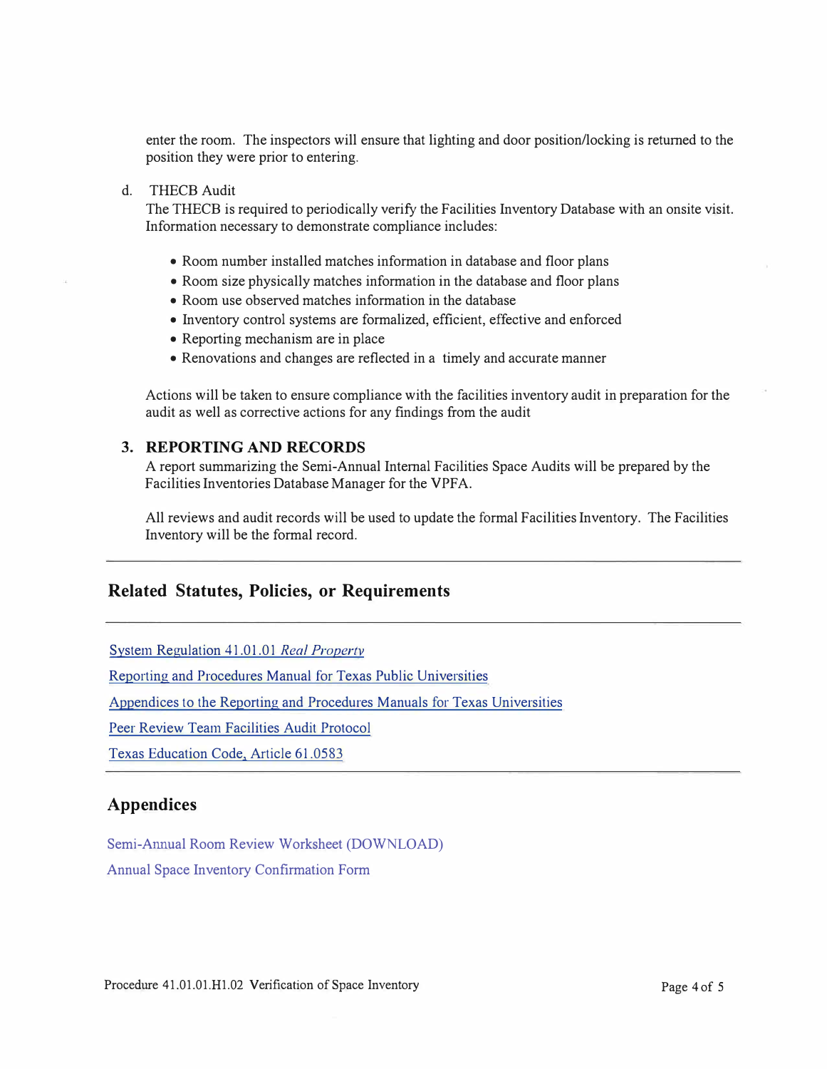enter the room. The inspectors will ensure that lighting and door position/locking is returned to the position they were prior to entering.

d. THECB Audit

The THECB is required to periodically verify the Facilities Inventory Database with an onsite visit. Information necessary to demonstrate compliance includes:

- Room number installed matches information in database and floor plans
- Room size physically matches information in the database and floor plans
- Room use observed matches information in the database
- Inventory control systems are formalized, efficient, effective and enforced
- Reporting mechanism are in place
- Renovations and changes are reflected in a timely and accurate manner

Actions will be taken to ensure compliance with the facilities inventory audit in preparation for the audit as well as corrective actions for any findings from the audit

### 3. REPORTING AND RECORDS

A report summarizing the Semi-Annual Internal Facilities Space Audits will be prepared by the Facilities Inventories Database Manager for the VPFA.

All reviews and audit records will be used to update the formal Facilities Inventory. The Facilities Inventory will be the formal record.

---

## Related Statutes, Policies, or Requirements

---

System Regulation 41.01.01 *Real Property*

Reporting and Procedures Manual for Texas Public Universities

Appendices to the Reporting and Procedures Manuals for Texas Universities

Peer Review Team Facilities Audit Protocol

Texas Education Code, Article 61.0583

---

## Appendices

Semi-Annual Room Review Worksheet (DOWNLOAD)

Annual Space Inventory Confirmation Form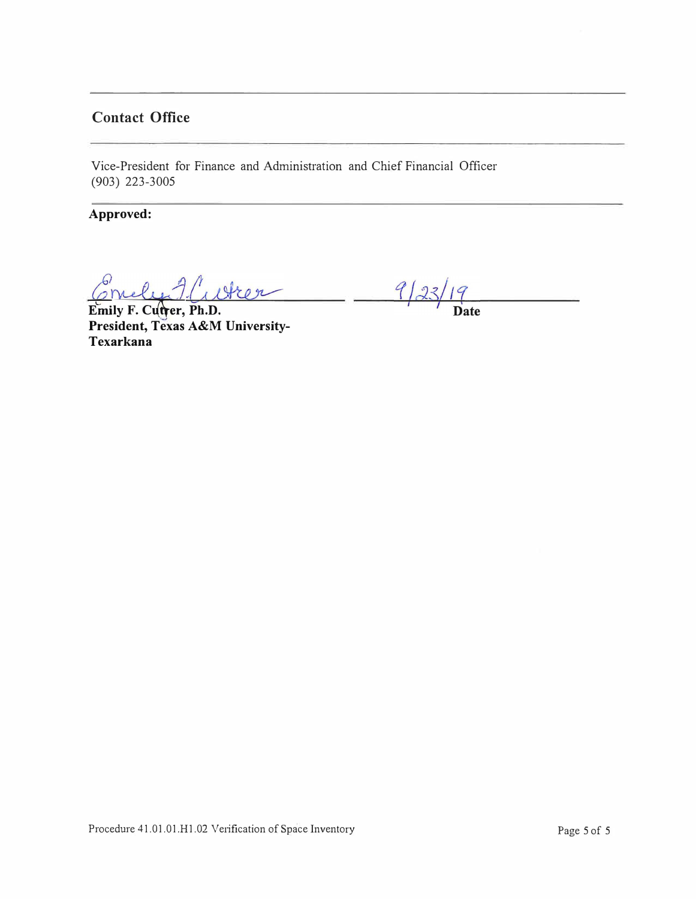## Contact Office

Vice-President for Finance and Administration and Chief Financial Officer
(903) 223-3005

**Approved:**

Emily F. Cutrer
9/23/19

**Emily F. Cutrer, Ph.D.**
**President, Texas A&M University-Texarkana**

**Date**